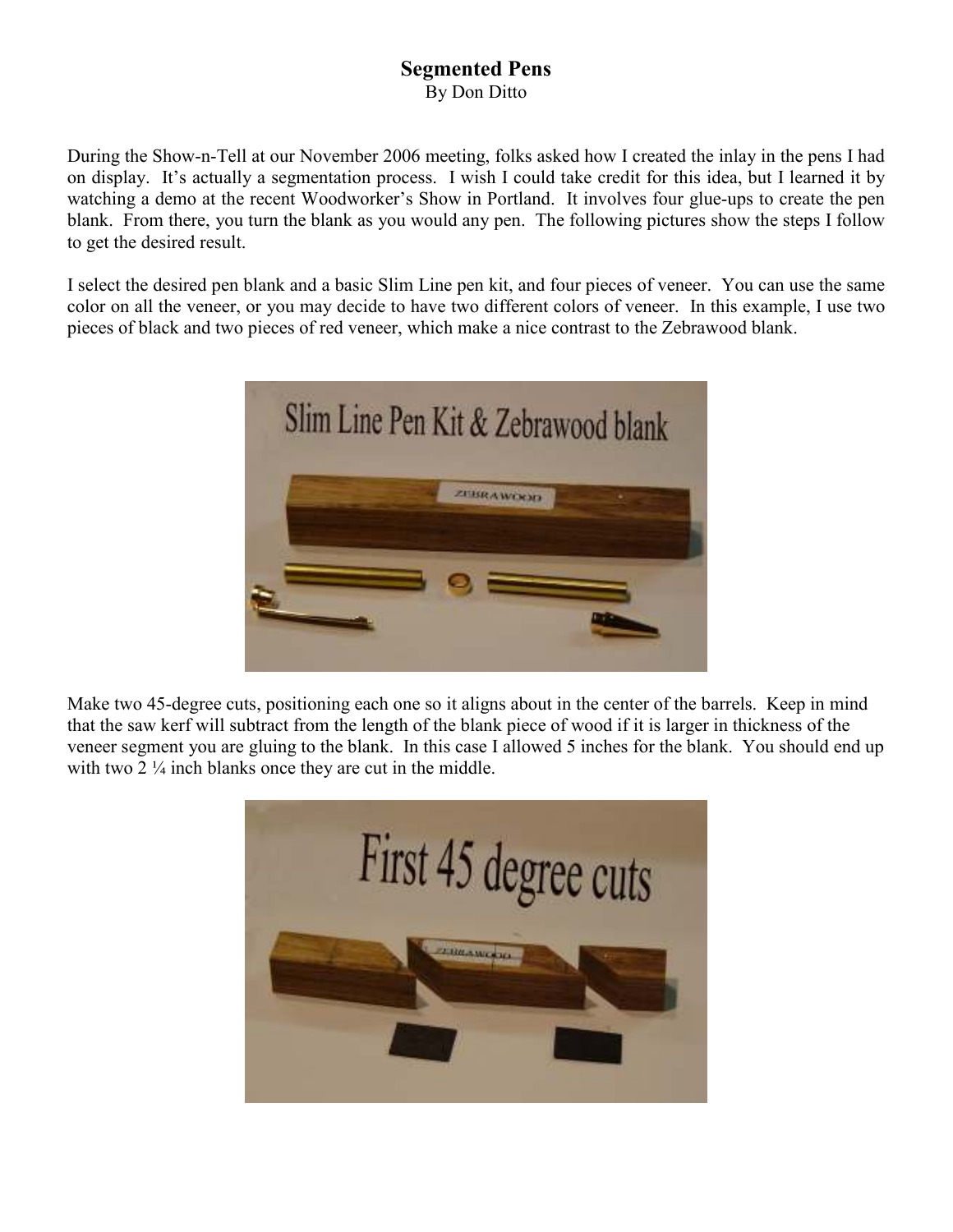# Segmented Pens

By Don Ditto

During the Show-n-Tell at our November 2006 meeting, folks asked how I created the inlay in the pens I had on display. It's actually a segmentation process. I wish I could take credit for this idea, but I learned it by watching a demo at the recent Woodworker's Show in Portland. It involves four glue-ups to create the pen blank. From there, you turn the blank as you would any pen. The following pictures show the steps I follow to get the desired result.

I select the desired pen blank and a basic Slim Line pen kit, and four pieces of veneer. You can use the same color on all the veneer, or you may decide to have two different colors of veneer. In this example, I use two pieces of black and two pieces of red veneer, which make a nice contrast to the Zebrawood blank.

Make two 45-degree cuts, positioning each one so it aligns about in the center of the barrels. Keep in mind that the saw kerf will subtract from the length of the blank piece of wood if it is larger in thickness of the veneer segment you are gluing to the blank. In this case I allowed 5 inches for the blank. You should end up with two 2 ¼ inch blanks once they are cut in the middle.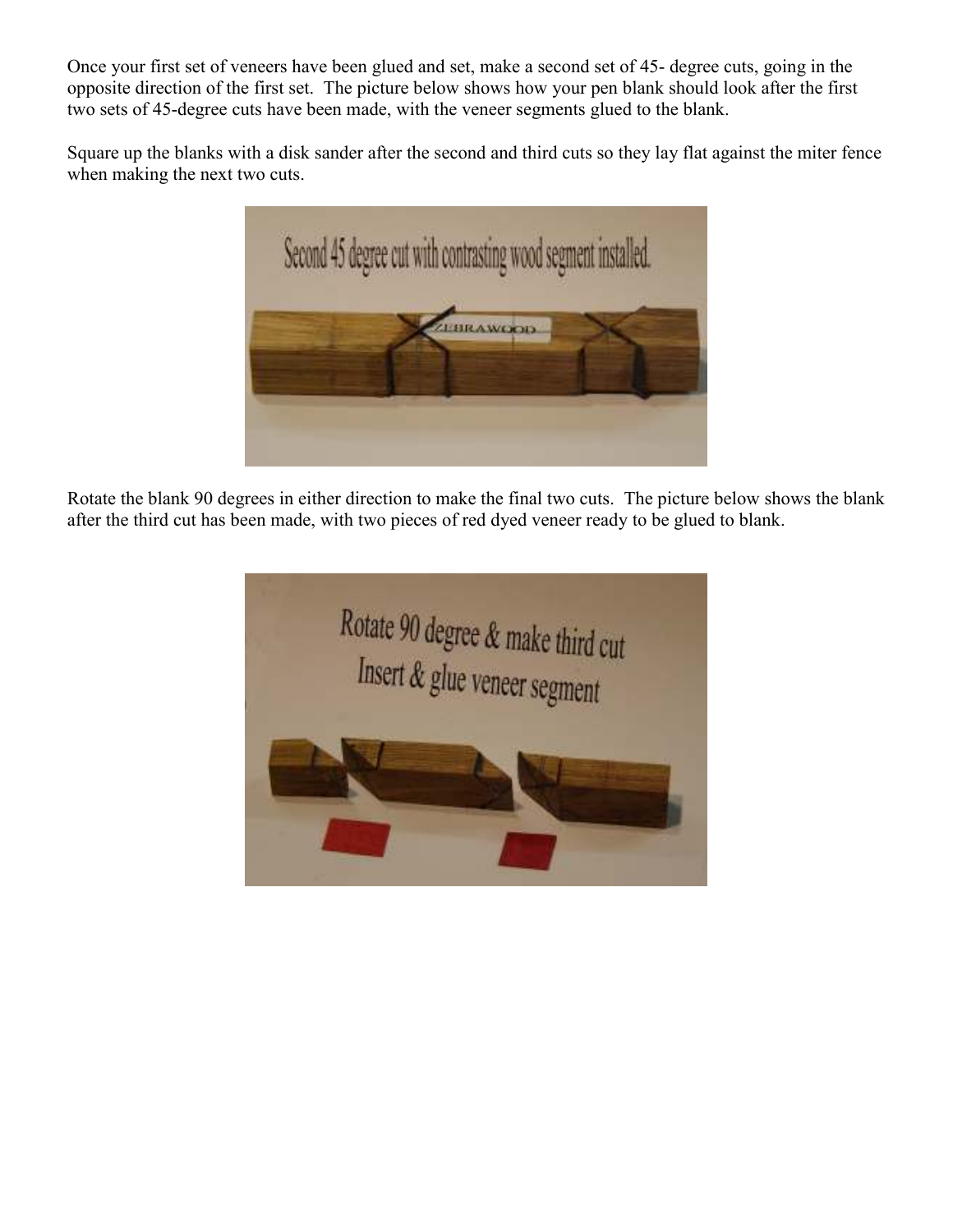Once your first set of veneers have been glued and set, make a second set of 45- degree cuts, going in the opposite direction of the first set. The picture below shows how your pen blank should look after the first two sets of 45-degree cuts have been made, with the veneer segments glued to the blank.

Square up the blanks with a disk sander after the second and third cuts so they lay flat against the miter fence when making the next two cuts.

Rotate the blank 90 degrees in either direction to make the final two cuts. The picture below shows the blank after the third cut has been made, with two pieces of red dyed veneer ready to be glued to blank.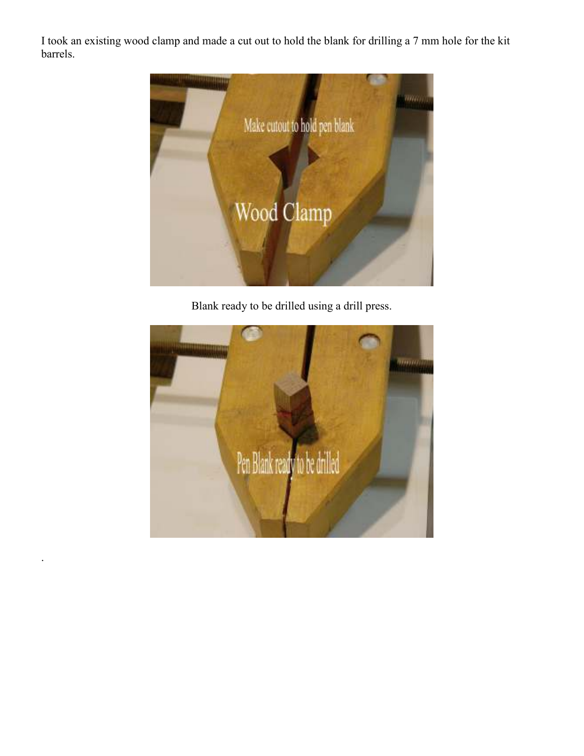I took an existing wood clamp and made a cut out to hold the blank for drilling a 7 mm hole for the kit barrels.

Blank ready to be drilled using a drill press.

.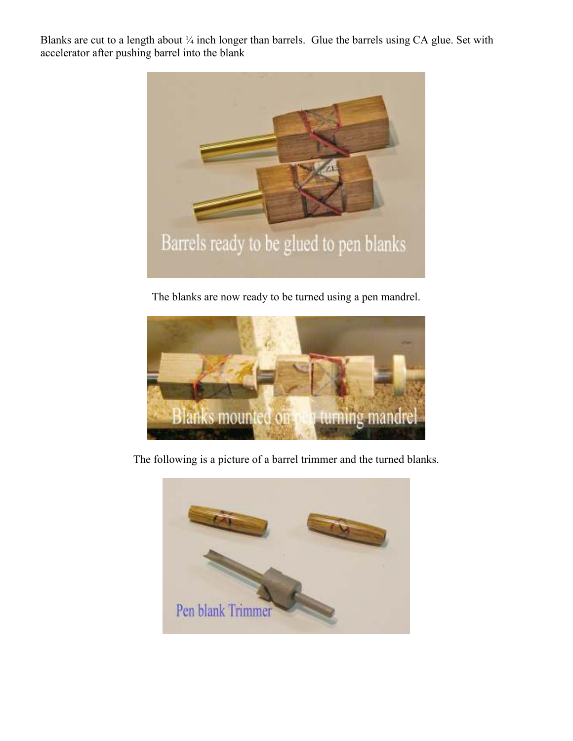Blanks are cut to a length about ¼ inch longer than barrels. Glue the barrels using CA glue. Set with accelerator after pushing barrel into the blank

The blanks are now ready to be turned using a pen mandrel.

The following is a picture of a barrel trimmer and the turned blanks.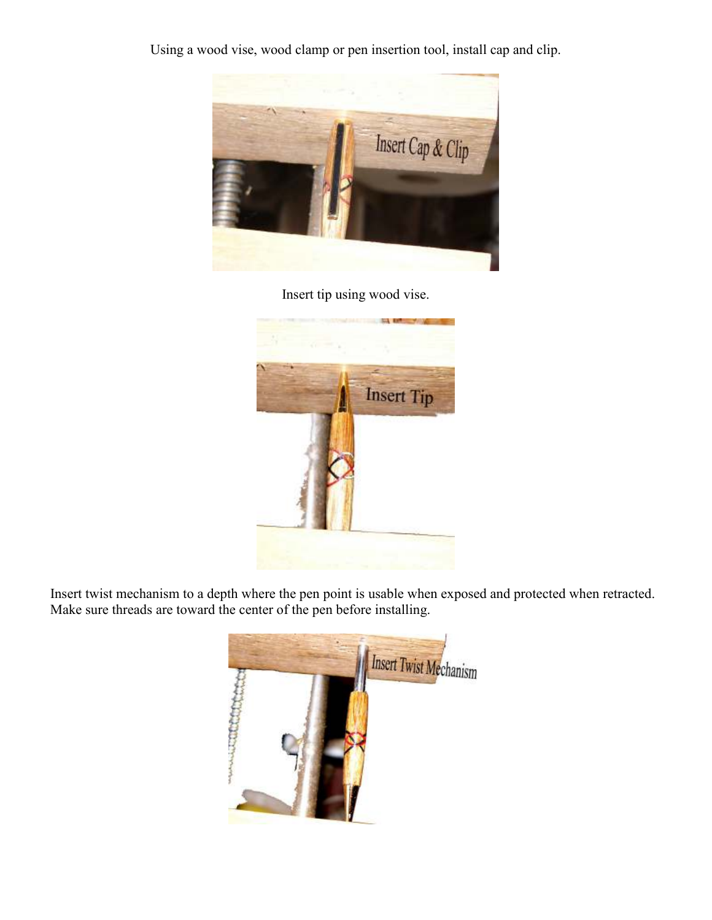Using a wood vise, wood clamp or pen insertion tool, install cap and clip.

Insert tip using wood vise.

Insert twist mechanism to a depth where the pen point is usable when exposed and protected when retracted. Make sure threads are toward the center of the pen before installing.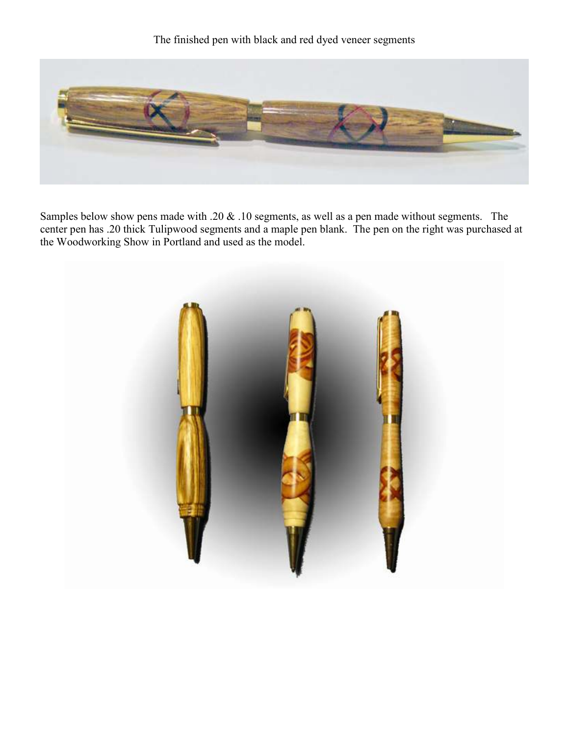The finished pen with black and red dyed veneer segments

Samples below show pens made with .20 & .10 segments, as well as a pen made without segments. The center pen has .20 thick Tulipwood segments and a maple pen blank. The pen on the right was purchased at the Woodworking Show in Portland and used as the model.